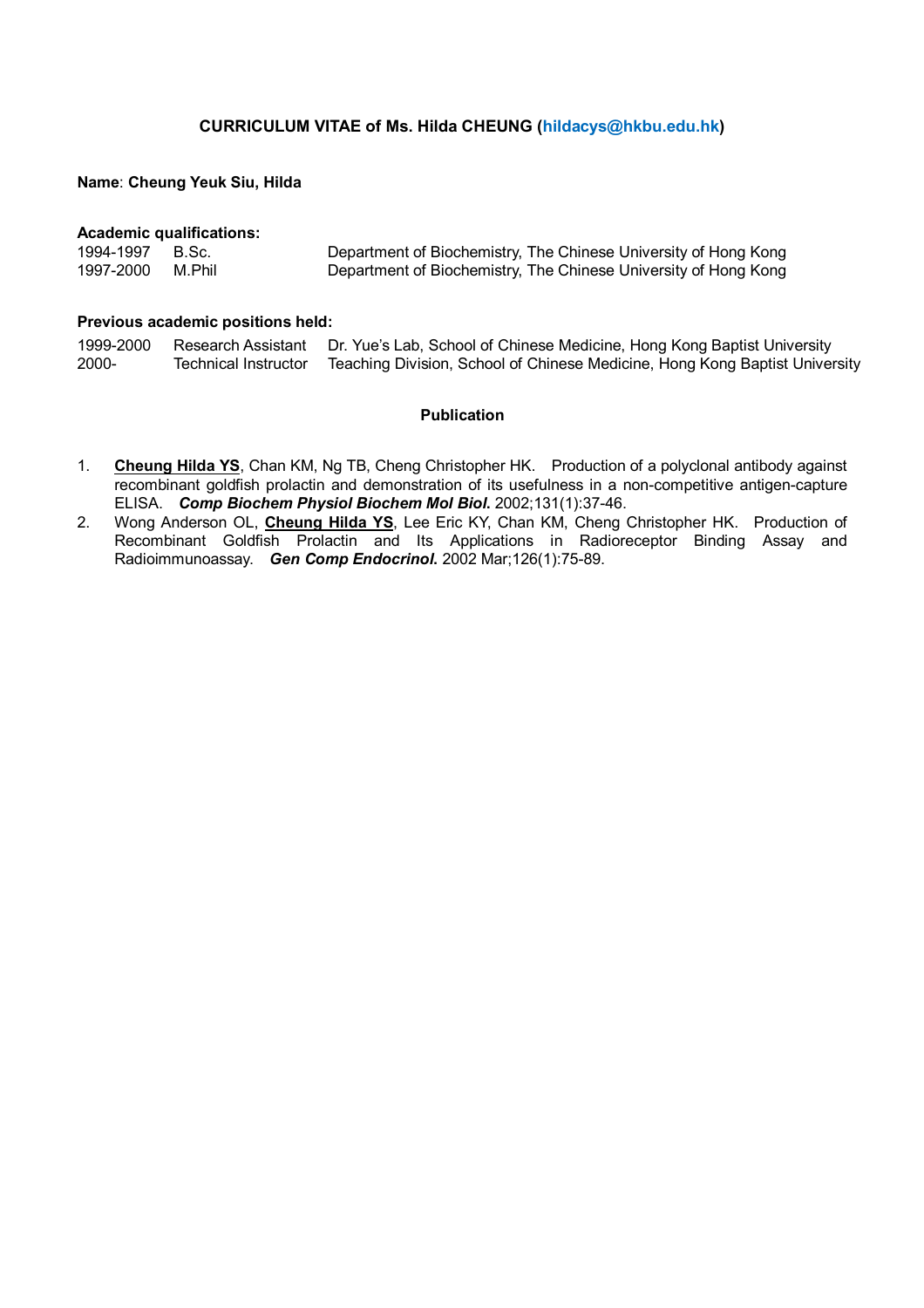## CURRICULUM VITAE of Ms. Hilda CHEUNG (hildacys@hkbu.edu.hk)

**Name**: **Cheung Yeuk Siu, Hilda**

**Academic qualifications:**

| | | |
|---|---|---|
| 1994-1997 | B.Sc. | Department of Biochemistry, The Chinese University of Hong Kong |
| 1997-2000 | M.Phil | Department of Biochemistry, The Chinese University of Hong Kong |

**Previous academic positions held:**

| | | |
|---|---|---|
| 1999-2000 | Research Assistant | Dr. Yue's Lab, School of Chinese Medicine, Hong Kong Baptist University |
| 2000- | Technical Instructor | Teaching Division, School of Chinese Medicine, Hong Kong Baptist University |

### Publication

1. **Cheung Hilda YS**, Chan KM, Ng TB, Cheng Christopher HK. Production of a polyclonal antibody against recombinant goldfish prolactin and demonstration of its usefulness in a non-competitive antigen-capture ELISA. ***Comp Biochem Physiol Biochem Mol Biol.*** 2002;131(1):37-46.
2. Wong Anderson OL, **Cheung Hilda YS**, Lee Eric KY, Chan KM, Cheng Christopher HK. Production of Recombinant Goldfish Prolactin and Its Applications in Radioreceptor Binding Assay and Radioimmunoassay. ***Gen Comp Endocrinol.*** 2002 Mar;126(1):75-89.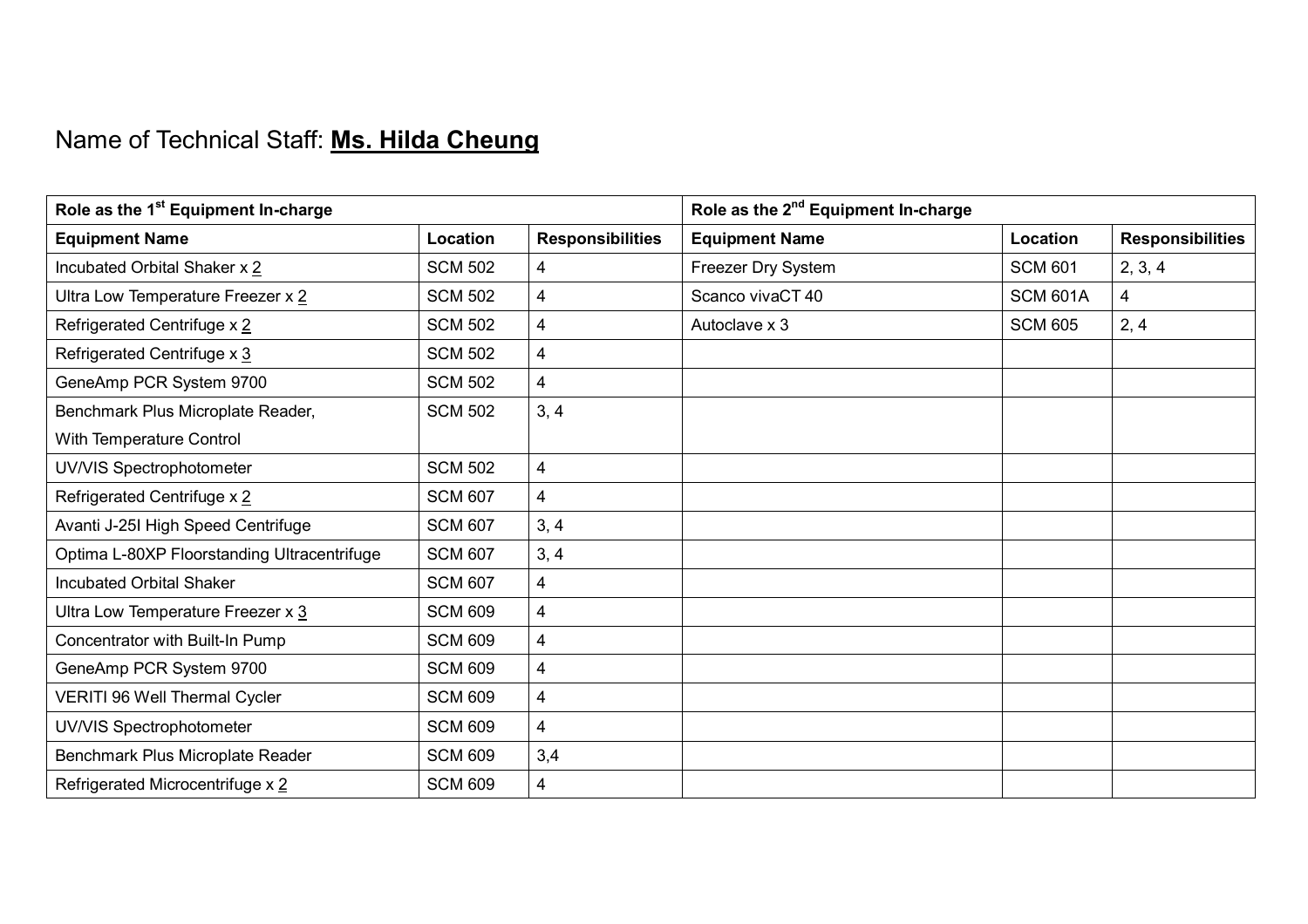Name of Technical Staff: **Ms. Hilda Cheung**

| Role as the 1st Equipment In-charge | | | Role as the 2nd Equipment In-charge | | |
|---|---|---|---|---|---|
| **Equipment Name** | **Location** | **Responsibilities** | **Equipment Name** | **Location** | **Responsibilities** |
| Incubated Orbital Shaker x 2 | SCM 502 | 4 | Freezer Dry System | SCM 601 | 2, 3, 4 |
| Ultra Low Temperature Freezer x 2 | SCM 502 | 4 | Scanco vivaCT 40 | SCM 601A | 4 |
| Refrigerated Centrifuge x 2 | SCM 502 | 4 | Autoclave x 3 | SCM 605 | 2, 4 |
| Refrigerated Centrifuge x 3 | SCM 502 | 4 | | | |
| GeneAmp PCR System 9700 | SCM 502 | 4 | | | |
| Benchmark Plus Microplate Reader, With Temperature Control | SCM 502 | 3, 4 | | | |
| UV/VIS Spectrophotometer | SCM 502 | 4 | | | |
| Refrigerated Centrifuge x 2 | SCM 607 | 4 | | | |
| Avanti J-25I High Speed Centrifuge | SCM 607 | 3, 4 | | | |
| Optima L-80XP Floorstanding Ultracentrifuge | SCM 607 | 3, 4 | | | |
| Incubated Orbital Shaker | SCM 607 | 4 | | | |
| Ultra Low Temperature Freezer x 3 | SCM 609 | 4 | | | |
| Concentrator with Built-In Pump | SCM 609 | 4 | | | |
| GeneAmp PCR System 9700 | SCM 609 | 4 | | | |
| VERITI 96 Well Thermal Cycler | SCM 609 | 4 | | | |
| UV/VIS Spectrophotometer | SCM 609 | 4 | | | |
| Benchmark Plus Microplate Reader | SCM 609 | 3,4 | | | |
| Refrigerated Microcentrifuge x 2 | SCM 609 | 4 | | | |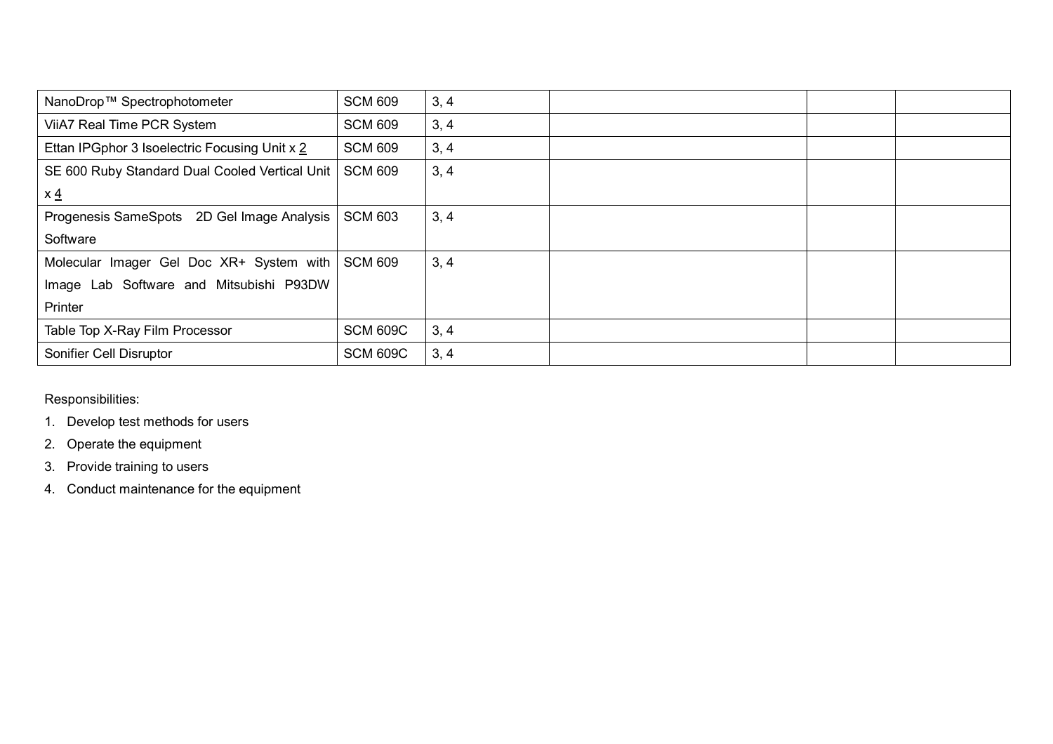| | | | | | |
|---|---|---|---|---|---|
| NanoDrop™ Spectrophotometer | SCM 609 | 3, 4 | | | |
| ViiA7 Real Time PCR System | SCM 609 | 3, 4 | | | |
| Ettan IPGphor 3 Isoelectric Focusing Unit x 2 | SCM 609 | 3, 4 | | | |
| SE 600 Ruby Standard Dual Cooled Vertical Unit x 4 | SCM 609 | 3, 4 | | | |
| Progenesis SameSpots 2D Gel Image Analysis Software | SCM 603 | 3, 4 | | | |
| Molecular Imager Gel Doc XR+ System with Image Lab Software and Mitsubishi P93DW Printer | SCM 609 | 3, 4 | | | |
| Table Top X-Ray Film Processor | SCM 609C | 3, 4 | | | |
| Sonifier Cell Disruptor | SCM 609C | 3, 4 | | | |

Responsibilities:

1. Develop test methods for users
2. Operate the equipment
3. Provide training to users
4. Conduct maintenance for the equipment